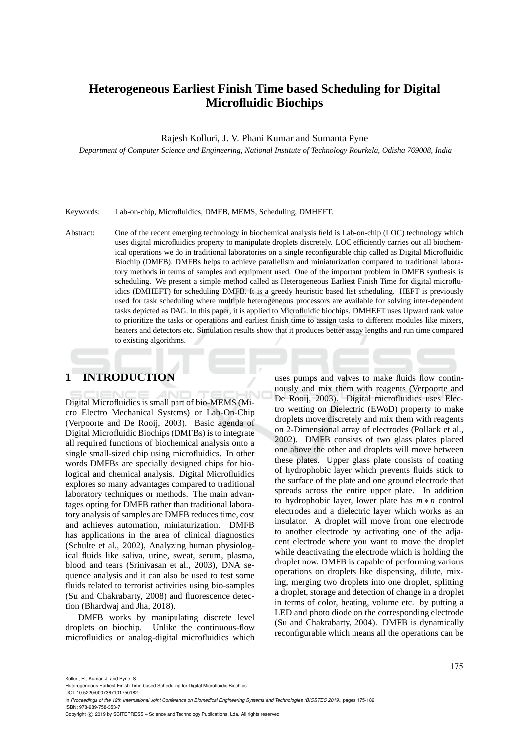# Heterogeneous Earliest Finish Time based Scheduling for Digital Microfluidic Biochips

Rajesh Kolluri, J. V. Phani Kumar and Sumanta Pyne

*Department of Computer Science and Engineering, National Institute of Technology Rourkela, Odisha 769008, India*

Keywords: Lab-on-chip, Microfluidics, DMFB, MEMS, Scheduling, DMHEFT.

Abstract: One of the recent emerging technology in biochemical analysis field is Lab-on-chip (LOC) technology which uses digital microfluidics property to manipulate droplets discretely. LOC efficiently carries out all biochemical operations we do in traditional laboratories on a single reconfigurable chip called as Digital Microfluidic Biochip (DMFB). DMFBs helps to achieve parallelism and miniaturization compared to traditional laboratory methods in terms of samples and equipment used. One of the important problem in DMFB synthesis is scheduling. We present a simple method called as Heterogeneous Earliest Finish Time for digital microfluidics (DMHEFT) for scheduling DMFB. It is a greedy heuristic based list scheduling. HEFT is previously used for task scheduling where multiple heterogeneous processors are available for solving inter-dependent tasks depicted as DAG. In this paper, it is applied to Microfluidic biochips. DMHEFT uses Upward rank value to prioritize the tasks or operations and earliest finish time to assign tasks to different modules like mixers, heaters and detectors etc. Simulation results show that it produces better assay lengths and run time compared to existing algorithms.

## 1 INTRODUCTION

Digital Microfluidics is small part of bio-MEMS (Micro Electro Mechanical Systems) or Lab-On-Chip (Verpoorte and De Rooij, 2003). Basic agenda of Digital Microfluidic Biochips (DMFBs) is to integrate all required functions of biochemical analysis onto a single small-sized chip using microfluidics. In other words DMFBs are specially designed chips for biological and chemical analysis. Digital Microfluidics explores so many advantages compared to traditional laboratory techniques or methods. The main advantages opting for DMFB rather than traditional laboratory analysis of samples are DMFB reduces time, cost and achieves automation, miniaturization. DMFB has applications in the area of clinical diagnostics (Schulte et al., 2002), Analyzing human physiological fluids like saliva, urine, sweat, serum, plasma, blood and tears (Srinivasan et al., 2003), DNA sequence analysis and it can also be used to test some fluids related to terrorist activities using bio-samples (Su and Chakrabarty, 2008) and fluorescence detection (Bhardwaj and Jha, 2018).

DMFB works by manipulating discrete level droplets on biochip. Unlike the continuous-flow microfluidics or analog-digital microfluidics which uses pumps and valves to make fluids flow continuously and mix them with reagents (Verpoorte and De Rooij, 2003). Digital microfluidics uses Electro wetting on Dielectric (EWoD) property to make droplets move discretely and mix them with reagents on 2-Dimensional array of electrodes (Pollack et al., 2002). DMFB consists of two glass plates placed one above the other and droplets will move between these plates. Upper glass plate consists of coating of hydrophobic layer which prevents fluids stick to the surface of the plate and one ground electrode that spreads across the entire upper plate. In addition to hydrophobic layer, lower plate has $m*n$ control electrodes and a dielectric layer which works as an insulator. A droplet will move from one electrode to another electrode by activating one of the adjacent electrode where you want to move the droplet while deactivating the electrode which is holding the droplet now. DMFB is capable of performing various operations on droplets like dispensing, dilute, mixing, merging two droplets into one droplet, splitting a droplet, storage and detection of change in a droplet in terms of color, heating, volume etc. by putting a LED and photo diode on the corresponding electrode (Su and Chakrabarty, 2004). DMFB is dynamically reconfigurable which means all the operations can be

Kolluri, R., Kumar, J. and Pyne, S.
Heterogeneous Earliest Finish Time based Scheduling for Digital Microfluidic Biochips.
DOI: 10.5220/0007367101750182
In *Proceedings of the 12th International Joint Conference on Biomedical Engineering Systems and Technologies (BIOSTEC 2019)*, pages 175-182
ISBN: 978-989-758-353-7
Copyright © 2019 by SCITEPRESS – Science and Technology Publications, Lda. All rights reserved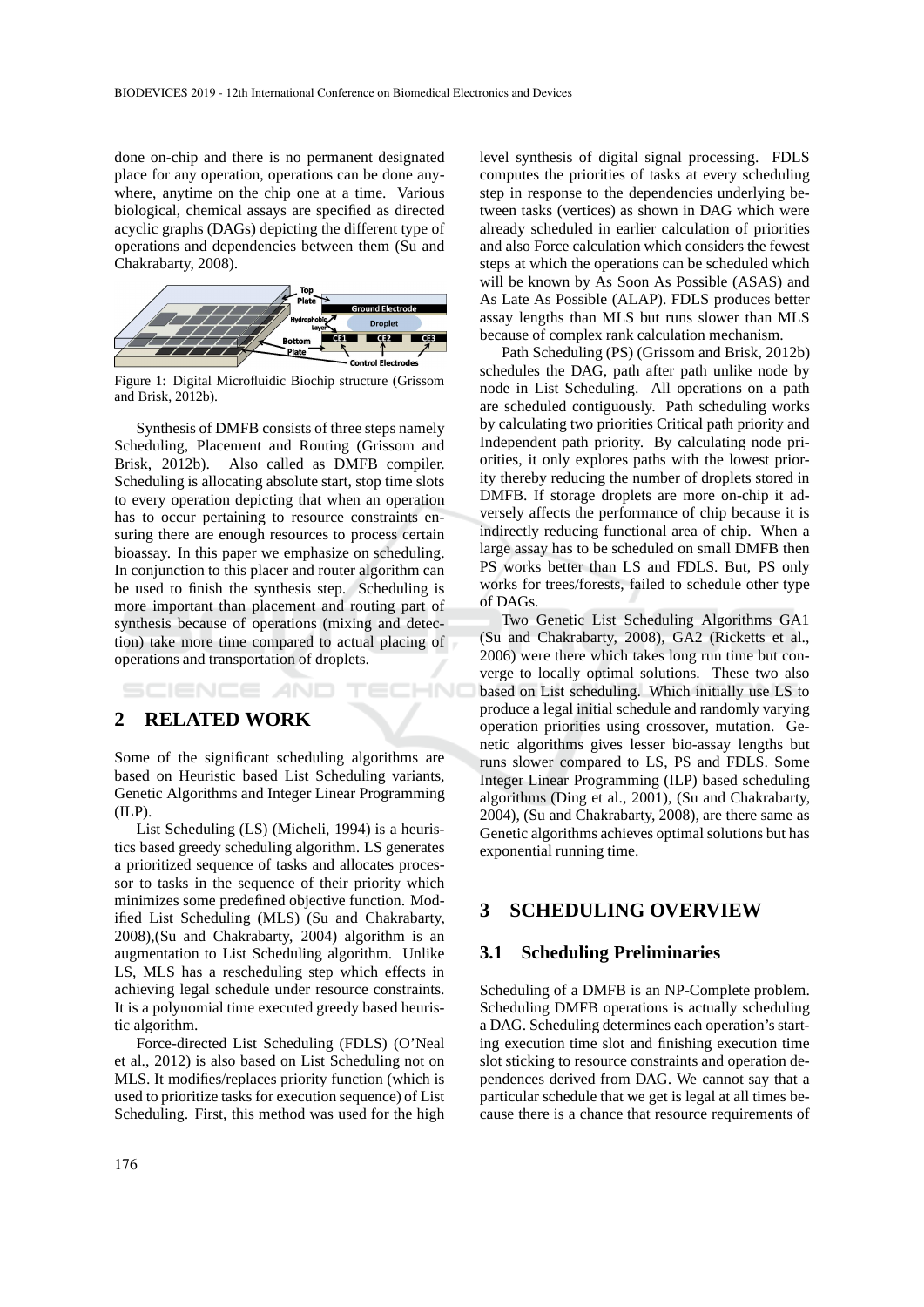done on-chip and there is no permanent designated place for any operation, operations can be done anywhere, anytime on the chip one at a time. Various biological, chemical assays are specified as directed acyclic graphs (DAGs) depicting the different type of operations and dependencies between them (Su and Chakrabarty, 2008).

Figure 1: Digital Microfluidic Biochip structure (Grissom and Brisk, 2012b).

Synthesis of DMFB consists of three steps namely Scheduling, Placement and Routing (Grissom and Brisk, 2012b). Also called as DMFB compiler. Scheduling is allocating absolute start, stop time slots to every operation depicting that when an operation has to occur pertaining to resource constraints ensuring there are enough resources to process certain bioassay. In this paper we emphasize on scheduling. In conjunction to this placer and router algorithm can be used to finish the synthesis step. Scheduling is more important than placement and routing part of synthesis because of operations (mixing and detection) take more time compared to actual placing of operations and transportation of droplets.

## 2 RELATED WORK

Some of the significant scheduling algorithms are based on Heuristic based List Scheduling variants, Genetic Algorithms and Integer Linear Programming (ILP).

List Scheduling (LS) (Micheli, 1994) is a heuristics based greedy scheduling algorithm. LS generates a prioritized sequence of tasks and allocates processor to tasks in the sequence of their priority which minimizes some predefined objective function. Modified List Scheduling (MLS) (Su and Chakrabarty, 2008),(Su and Chakrabarty, 2004) algorithm is an augmentation to List Scheduling algorithm. Unlike LS, MLS has a rescheduling step which effects in achieving legal schedule under resource constraints. It is a polynomial time executed greedy based heuristic algorithm.

Force-directed List Scheduling (FDLS) (O'Neal et al., 2012) is also based on List Scheduling not on MLS. It modifies/replaces priority function (which is used to prioritize tasks for execution sequence) of List Scheduling. First, this method was used for the high level synthesis of digital signal processing. FDLS computes the priorities of tasks at every scheduling step in response to the dependencies underlying between tasks (vertices) as shown in DAG which were already scheduled in earlier calculation of priorities and also Force calculation which considers the fewest steps at which the operations can be scheduled which will be known by As Soon As Possible (ASAS) and As Late As Possible (ALAP). FDLS produces better assay lengths than MLS but runs slower than MLS because of complex rank calculation mechanism.

Path Scheduling (PS) (Grissom and Brisk, 2012b) schedules the DAG, path after path unlike node by node in List Scheduling. All operations on a path are scheduled contiguously. Path scheduling works by calculating two priorities Critical path priority and Independent path priority. By calculating node priorities, it only explores paths with the lowest priority thereby reducing the number of droplets stored in DMFB. If storage droplets are more on-chip it adversely affects the performance of chip because it is indirectly reducing functional area of chip. When a large assay has to be scheduled on small DMFB then PS works better than LS and FDLS. But, PS only works for trees/forests, failed to schedule other type of DAGs.

Two Genetic List Scheduling Algorithms GA1 (Su and Chakrabarty, 2008), GA2 (Ricketts et al., 2006) were there which takes long run time but converge to locally optimal solutions. These two also based on List scheduling. Which initially use LS to produce a legal initial schedule and randomly varying operation priorities using crossover, mutation. Genetic algorithms gives lesser bio-assay lengths but runs slower compared to LS, PS and FDLS. Some Integer Linear Programming (ILP) based scheduling algorithms (Ding et al., 2001), (Su and Chakrabarty, 2004), (Su and Chakrabarty, 2008), are there same as Genetic algorithms achieves optimal solutions but has exponential running time.

## 3 SCHEDULING OVERVIEW

### 3.1 Scheduling Preliminaries

Scheduling of a DMFB is an NP-Complete problem. Scheduling DMFB operations is actually scheduling a DAG. Scheduling determines each operation's starting execution time slot and finishing execution time slot sticking to resource constraints and operation dependences derived from DAG. We cannot say that a particular schedule that we get is legal at all times because there is a chance that resource requirements of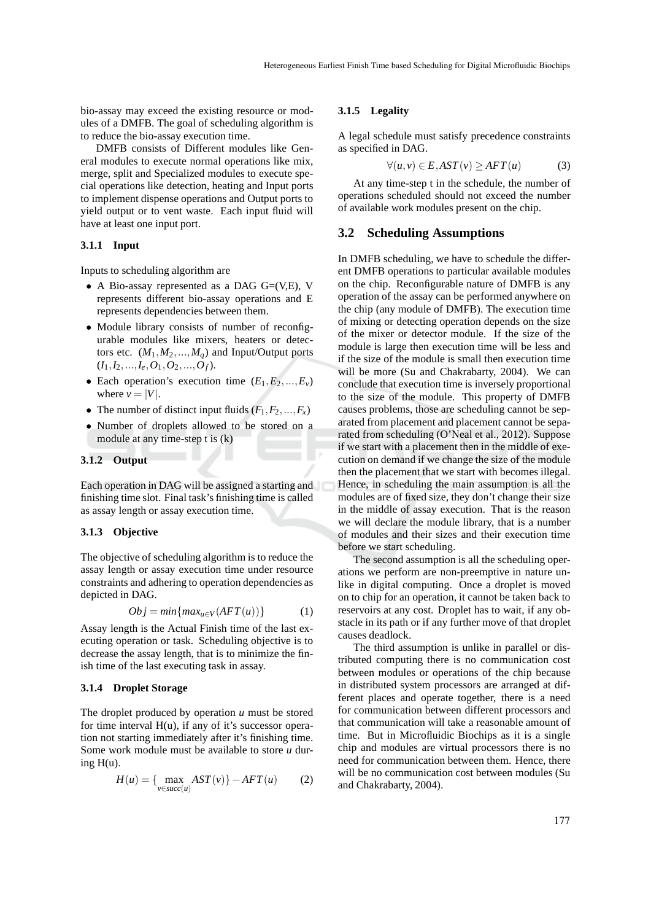bio-assay may exceed the existing resource or modules of a DMFB. The goal of scheduling algorithm is to reduce the bio-assay execution time.

DMFB consists of Different modules like General modules to execute normal operations like mix, merge, split and Specialized modules to execute special operations like detection, heating and Input ports to implement dispense operations and Output ports to yield output or to vent waste. Each input fluid will have at least one input port.

#### 3.1.1 Input

Inputs to scheduling algorithm are

- A Bio-assay represented as a DAG G=(V,E), V represents different bio-assay operations and E represents dependencies between them.
- Module library consists of number of reconfigurable modules like mixers, heaters or detectors etc. $(M_1, M_2, ..., M_q)$ and Input/Output ports $(I_1, I_2, ..., I_e, O_1, O_2, ..., O_f)$.
- Each operation's execution time $(E_1, E_2, ..., E_v)$ where $v = |V|$.
- The number of distinct input fluids $(F_1, F_2, ..., F_x)$
- Number of droplets allowed to be stored on a module at any time-step t is (k)

#### 3.1.2 Output

Each operation in DAG will be assigned a starting and finishing time slot. Final task's finishing time is called as assay length or assay execution time.

#### 3.1.3 Objective

The objective of scheduling algorithm is to reduce the assay length or assay execution time under resource constraints and adhering to operation dependencies as depicted in DAG.

$$Obj = min\{max_{u \in V}(AFT(u))\} \tag{1}$$

Assay length is the Actual Finish time of the last executing operation or task. Scheduling objective is to decrease the assay length, that is to minimize the finish time of the last executing task in assay.

#### 3.1.4 Droplet Storage

The droplet produced by operation $u$ must be stored for time interval H(u), if any of it's successor operation not starting immediately after it's finishing time. Some work module must be available to store $u$ during H(u).

$$H(u) = \{\max_{v \in succ(u)} AST(v)\} - AFT(u) \tag{2}$$

#### 3.1.5 Legality

A legal schedule must satisfy precedence constraints as specified in DAG.

$$\forall (u, v) \in E, AST(v) \geq AFT(u) \tag{3}$$

At any time-step t in the schedule, the number of operations scheduled should not exceed the number of available work modules present on the chip.

## 3.2 Scheduling Assumptions

In DMFB scheduling, we have to schedule the different DMFB operations to particular available modules on the chip. Reconfigurable nature of DMFB is any operation of the assay can be performed anywhere on the chip (any module of DMFB). The execution time of mixing or detecting operation depends on the size of the mixer or detector module. If the size of the module is large then execution time will be less and if the size of the module is small then execution time will be more (Su and Chakrabarty, 2004). We can conclude that execution time is inversely proportional to the size of the module. This property of DMFB causes problems, those are scheduling cannot be separated from placement and placement cannot be separated from scheduling (O'Neal et al., 2012). Suppose if we start with a placement then in the middle of execution on demand if we change the size of the module then the placement that we start with becomes illegal. Hence, in scheduling the main assumption is all the modules are of fixed size, they don't change their size in the middle of assay execution. That is the reason we will declare the module library, that is a number of modules and their sizes and their execution time before we start scheduling.

The second assumption is all the scheduling operations we perform are non-preemptive in nature unlike in digital computing. Once a droplet is moved on to chip for an operation, it cannot be taken back to reservoirs at any cost. Droplet has to wait, if any obstacle in its path or if any further move of that droplet causes deadlock.

The third assumption is unlike in parallel or distributed computing there is no communication cost between modules or operations of the chip because in distributed system processors are arranged at different places and operate together, there is a need for communication between different processors and that communication will take a reasonable amount of time. But in Microfluidic Biochips as it is a single chip and modules are virtual processors there is no need for communication between them. Hence, there will be no communication cost between modules (Su and Chakrabarty, 2004).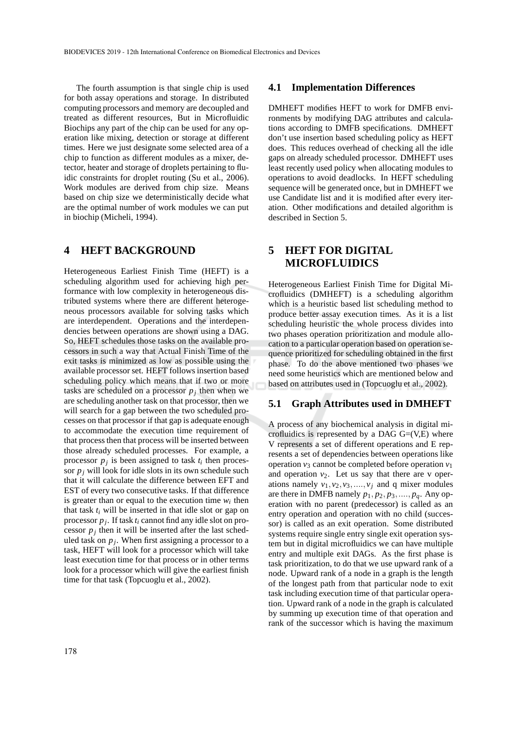The fourth assumption is that single chip is used for both assay operations and storage. In distributed computing processors and memory are decoupled and treated as different resources, But in Microfluidic Biochips any part of the chip can be used for any operation like mixing, detection or storage at different times. Here we just designate some selected area of a chip to function as different modules as a mixer, detector, heater and storage of droplets pertaining to fluidic constraints for droplet routing (Su et al., 2006). Work modules are derived from chip size. Means based on chip size we deterministically decide what are the optimal number of work modules we can put in biochip (Micheli, 1994).

## 4 HEFT BACKGROUND

Heterogeneous Earliest Finish Time (HEFT) is a scheduling algorithm used for achieving high performance with low complexity in heterogeneous distributed systems where there are different heterogeneous processors available for solving tasks which are interdependent. Operations and the interdependencies between operations are shown using a DAG. So, HEFT schedules those tasks on the available processors in such a way that Actual Finish Time of the exit tasks is minimized as low as possible using the available processor set. HEFT follows insertion based scheduling policy which means that if two or more tasks are scheduled on a processor $p_j$ then when we are scheduling another task on that processor, then we will search for a gap between the two scheduled processes on that processor if that gap is adequate enough to accommodate the execution time requirement of that process then that process will be inserted between those already scheduled processes. For example, a processor $p_j$ is been assigned to task $t_i$ then processor $p_j$ will look for idle slots in its own schedule such that it will calculate the difference between EFT and EST of every two consecutive tasks. If that difference is greater than or equal to the execution time $w_i$ then that task $t_i$ will be inserted in that idle slot or gap on processor $p_j$. If task $t_i$ cannot find any idle slot on processor $p_j$ then it will be inserted after the last scheduled task on $p_j$. When first assigning a processor to a task, HEFT will look for a processor which will take least execution time for that process or in other terms look for a processor which will give the earliest finish time for that task (Topcuoglu et al., 2002).

### 4.1 Implementation Differences

DMHEFT modifies HEFT to work for DMFB environments by modifying DAG attributes and calculations according to DMFB specifications. DMHEFT don't use insertion based scheduling policy as HEFT does. This reduces overhead of checking all the idle gaps on already scheduled processor. DMHEFT uses least recently used policy when allocating modules to operations to avoid deadlocks. In HEFT scheduling sequence will be generated once, but in DMHEFT we use Candidate list and it is modified after every iteration. Other modifications and detailed algorithm is described in Section 5.

## 5 HEFT FOR DIGITAL MICROFLUIDICS

Heterogeneous Earliest Finish Time for Digital Microfluidics (DMHEFT) is a scheduling algorithm which is a heuristic based list scheduling method to produce better assay execution times. As it is a list scheduling heuristic the whole process divides into two phases operation prioritization and module allocation to a particular operation based on operation sequence prioritized for scheduling obtained in the first phase. To do the above mentioned two phases we need some heuristics which are mentioned below and based on attributes used in (Topcuoglu et al., 2002).

### 5.1 Graph Attributes used in DMHEFT

A process of any biochemical analysis in digital microfluidics is represented by a DAG G=(V,E) where V represents a set of different operations and E represents a set of dependencies between operations like operation $v_3$ cannot be completed before operation $v_1$ and operation $v_2$. Let us say that there are v operations namely $v_1, v_2, v_3, ....., v_j$ and q mixer modules are there in DMFB namely $p_1, p_2, p_3, ....., p_q$. Any operation with no parent (predecessor) is called as an entry operation and operation with no child (successor) is called as an exit operation. Some distributed systems require single entry single exit operation system but in digital microfluidics we can have multiple entry and multiple exit DAGs. As the first phase is task prioritization, to do that we use upward rank of a node. Upward rank of a node in a graph is the length of the longest path from that particular node to exit task including execution time of that particular operation. Upward rank of a node in the graph is calculated by summing up execution time of that operation and rank of the successor which is having the maximum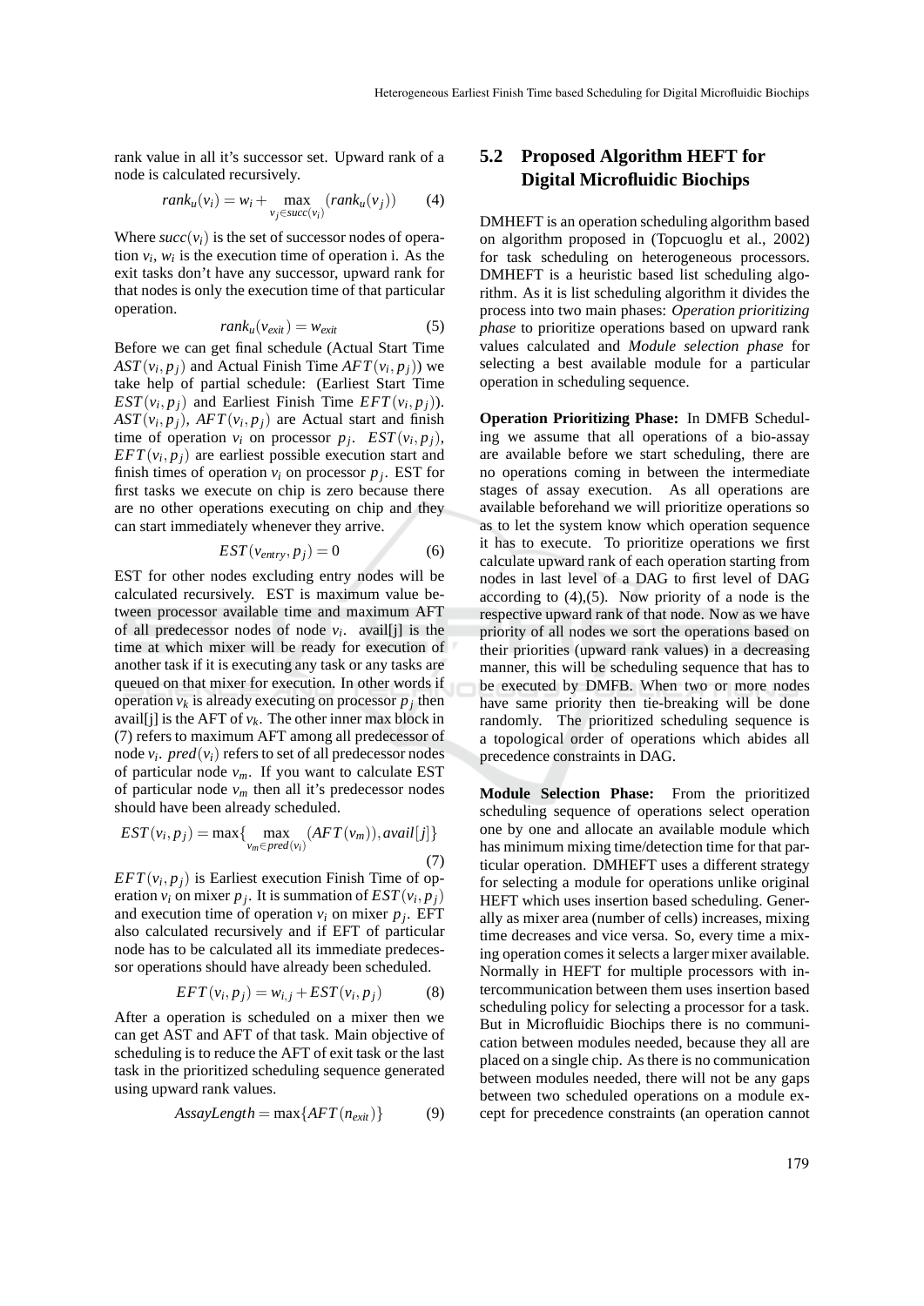rank value in all it's successor set. Upward rank of a node is calculated recursively.

$$rank_u(v_i) = w_i + \max_{v_j \in succ(v_i)} (rank_u(v_j)) \quad (4)$$

Where $succ(v_i)$ is the set of successor nodes of operation $v_i$, $w_i$ is the execution time of operation i. As the exit tasks don't have any successor, upward rank for that nodes is only the execution time of that particular operation.

$$rank_u(v_{exit}) = w_{exit} \quad (5)$$

Before we can get final schedule (Actual Start Time $AST(v_i, p_j)$ and Actual Finish Time $AFT(v_i, p_j)$) we take help of partial schedule: (Earliest Start Time $EST(v_i, p_j)$ and Earliest Finish Time $EFT(v_i, p_j)$). $AST(v_i, p_j)$, $AFT(v_i, p_j)$ are Actual start and finish time of operation $v_i$ on processor $p_j$. $EST(v_i, p_j)$, $EFT(v_i, p_j)$ are earliest possible execution start and finish times of operation $v_i$ on processor $p_j$. EST for first tasks we execute on chip is zero because there are no other operations executing on chip and they can start immediately whenever they arrive.

$$EST(v_{entry}, p_j) = 0 \quad (6)$$

EST for other nodes excluding entry nodes will be calculated recursively. EST is maximum value between processor available time and maximum AFT of all predecessor nodes of node $v_i$. avail[j] is the time at which mixer will be ready for execution of another task if it is executing any task or any tasks are queued on that mixer for execution. In other words if operation $v_k$ is already executing on processor $p_j$ then avail[j] is the AFT of $v_k$. The other inner max block in (7) refers to maximum AFT among all predecessor of node $v_i$. $pred(v_i)$ refers to set of all predecessor nodes of particular node $v_m$. If you want to calculate EST of particular node $v_m$ then all it's predecessor nodes should have been already scheduled.

$$EST(v_i, p_j) = \max\{\max_{v_m \in pred(v_i)} (AFT(v_m)), avail[j]\} \quad (7)$$

$EFT(v_i, p_j)$ is Earliest execution Finish Time of operation $v_i$ on mixer $p_j$. It is summation of $EST(v_i, p_j)$ and execution time of operation $v_i$ on mixer $p_j$. EFT also calculated recursively and if EFT of particular node has to be calculated all its immediate predecessor operations should have already been scheduled.

$$EFT(v_i, p_j) = w_{i,j} + EST(v_i, p_j) \quad (8)$$

After a operation is scheduled on a mixer then we can get AST and AFT of that task. Main objective of scheduling is to reduce the AFT of exit task or the last task in the prioritized scheduling sequence generated using upward rank values.

$$AssayLength = \max\{AFT(n_{exit})\} \quad (9)$$

## 5.2 Proposed Algorithm HEFT for Digital Microfluidic Biochips

DMHEFT is an operation scheduling algorithm based on algorithm proposed in (Topcuoglu et al., 2002) for task scheduling on heterogeneous processors. DMHEFT is a heuristic based list scheduling algorithm. As it is list scheduling algorithm it divides the process into two main phases: *Operation prioritizing phase* to prioritize operations based on upward rank values calculated and *Module selection phase* for selecting a best available module for a particular operation in scheduling sequence.

**Operation Prioritizing Phase:** In DMFB Scheduling we assume that all operations of a bio-assay are available before we start scheduling, there are no operations coming in between the intermediate stages of assay execution. As all operations are available beforehand we will prioritize operations so as to let the system know which operation sequence it has to execute. To prioritize operations we first calculate upward rank of each operation starting from nodes in last level of a DAG to first level of DAG according to (4),(5). Now priority of a node is the respective upward rank of that node. Now as we have priority of all nodes we sort the operations based on their priorities (upward rank values) in a decreasing manner, this will be scheduling sequence that has to be executed by DMFB. When two or more nodes have same priority then tie-breaking will be done randomly. The prioritized scheduling sequence is a topological order of operations which abides all precedence constraints in DAG.

**Module Selection Phase:** From the prioritized scheduling sequence of operations select operation one by one and allocate an available module which has minimum mixing time/detection time for that particular operation. DMHEFT uses a different strategy for selecting a module for operations unlike original HEFT which uses insertion based scheduling. Generally as mixer area (number of cells) increases, mixing time decreases and vice versa. So, every time a mixing operation comes it selects a larger mixer available. Normally in HEFT for multiple processors with intercommunication between them uses insertion based scheduling policy for selecting a processor for a task. But in Microfluidic Biochips there is no communication between modules needed, because they all are placed on a single chip. As there is no communication between modules needed, there will not be any gaps between two scheduled operations on a module except for precedence constraints (an operation cannot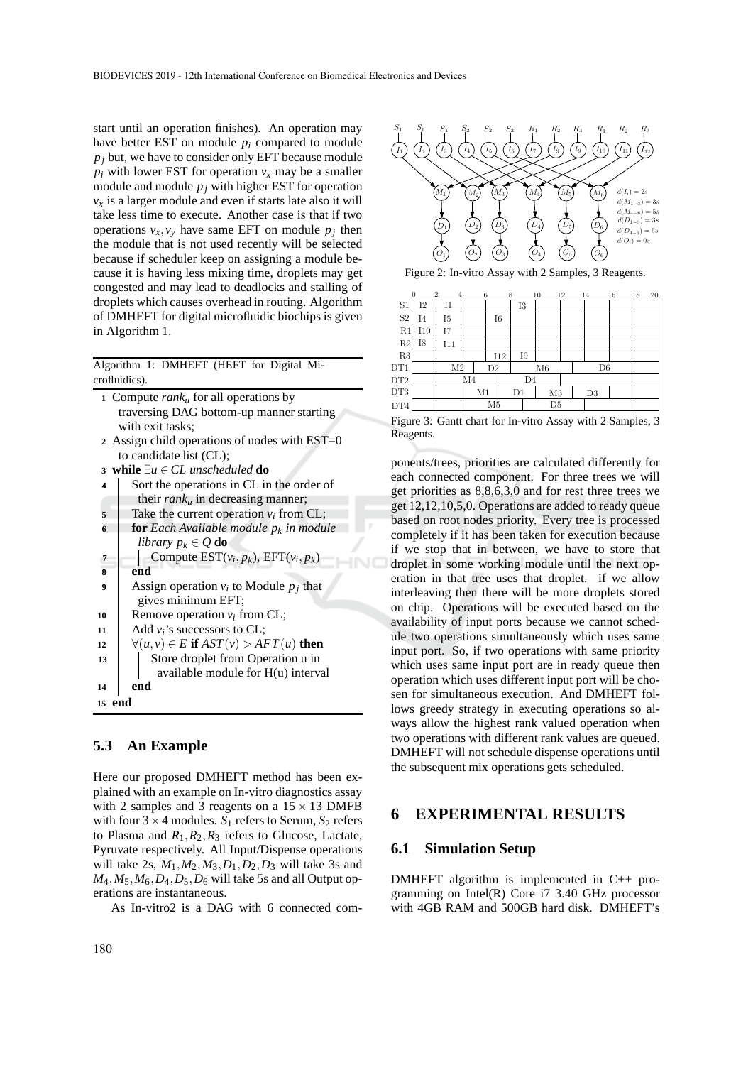start until an operation finishes). An operation may have better EST on module $p_i$ compared to module $p_j$ but, we have to consider only EFT because module $p_i$ with lower EST for operation $v_x$ may be a smaller module and module $p_j$ with higher EST for operation $v_x$ is a larger module and even if starts late also it will take less time to execute. Another case is that if two operations $v_x, v_y$ have same EFT on module $p_j$ then the module that is not used recently will be selected because if scheduler keep on assigning a module because it is having less mixing time, droplets may get congested and may lead to deadlocks and stalling of droplets which causes overhead in routing. Algorithm of DMHEFT for digital microfluidic biochips is given in Algorithm 1.

Algorithm 1: DMHEFT (HEFT for Digital Microfluidics).

```
1  Compute rank_u for all operations by
   traversing DAG bottom-up manner starting
   with exit tasks;
2  Assign child operations of nodes with EST=0
   to candidate list (CL);
3  while ∃u ∈ CL unscheduled do
4      Sort the operations in CL in the order of
       their rank_u in decreasing manner;
5      Take the current operation v_i from CL;
6      for Each Available module p_k in module
       library p_k ∈ Q do
7          Compute EST(v_i, p_k), EFT(v_i, p_k)
8      end
9      Assign operation v_i to Module p_j that
       gives minimum EFT;
10     Remove operation v_i from CL;
11     Add v_i's successors to CL;
12     ∀(u,v) ∈ E if AST(v) > AFT(u) then
13         Store droplet from Operation u in
           available module for H(u) interval
14     end
15 end
```

## 5.3 An Example

Here our proposed DMHEFT method has been explained with an example on In-vitro diagnostics assay with 2 samples and 3 reagents on a $15 \times 13$ DMFB with four $3 \times 4$ modules. $S_1$ refers to Serum, $S_2$ refers to Plasma and $R_1, R_2, R_3$ refers to Glucose, Lactate, Pyruvate respectively. All Input/Dispense operations will take 2s, $M_1, M_2, M_3, D_1, D_2, D_3$ will take 3s and $M_4, M_5, M_6, D_4, D_5, D_6$ will take 5s and all Output operations are instantaneous.

As In-vitro2 is a DAG with 6 connected components/trees, priorities are calculated differently for each connected component. For three trees we will get priorities as 8,8,6,3,0 and for rest three trees we get 12,12,10,5,0. Operations are added to ready queue based on root nodes priority. Every tree is processed completely if it has been taken for execution because if we stop that in between, we have to store that droplet in some working module until the next operation in that tree uses that droplet. if we allow interleaving then there will be more droplets stored on chip. Operations will be executed based on the availability of input ports because we cannot schedule two operations simultaneously which uses same input port. So, if two operations with same priority which uses same input port are in ready queue then operation which uses different input port will be chosen for simultaneous execution. And DMHEFT follows greedy strategy in executing operations so always allow the highest rank valued operation when two operations with different rank values are queued. DMHEFT will not schedule dispense operations until the subsequent mix operations gets scheduled.

Figure 2: In-vitro Assay with 2 Samples, 3 Reagents.

| | 0–2 | 2–4 | 4–6 | 6–8 | 8–10 | 10–12 | 12–14 | 14–16 | 16–18 | 18–20 |
|---|---|---|---|---|---|---|---|---|---|---|
| S1 | I2 | I1 | | | I3 | | | | | |
| S2 | I4 | I5 | | I6 | | | | | | |
| R1 | I10 | I7 | | | | | | | | |
| R2 | I8 | I11 | | | | | | | | |
| R3 | | | | I12 | I9 | | | | | |
| DT1 | | M2 | | D2 | | M6 | | D6 | | |
| DT2 | | M4 | | | D4 | | | | | |
| DT3 | | | M1 | | D1 | M3 | | D3 | | |
| DT4 | | | M5 | | | D5 | | | | |

Figure 3: Gantt chart for In-vitro Assay with 2 Samples, 3 Reagents.

# 6 EXPERIMENTAL RESULTS

## 6.1 Simulation Setup

DMHEFT algorithm is implemented in C++ programming on Intel(R) Core i7 3.40 GHz processor with 4GB RAM and 500GB hard disk. DMHEFT's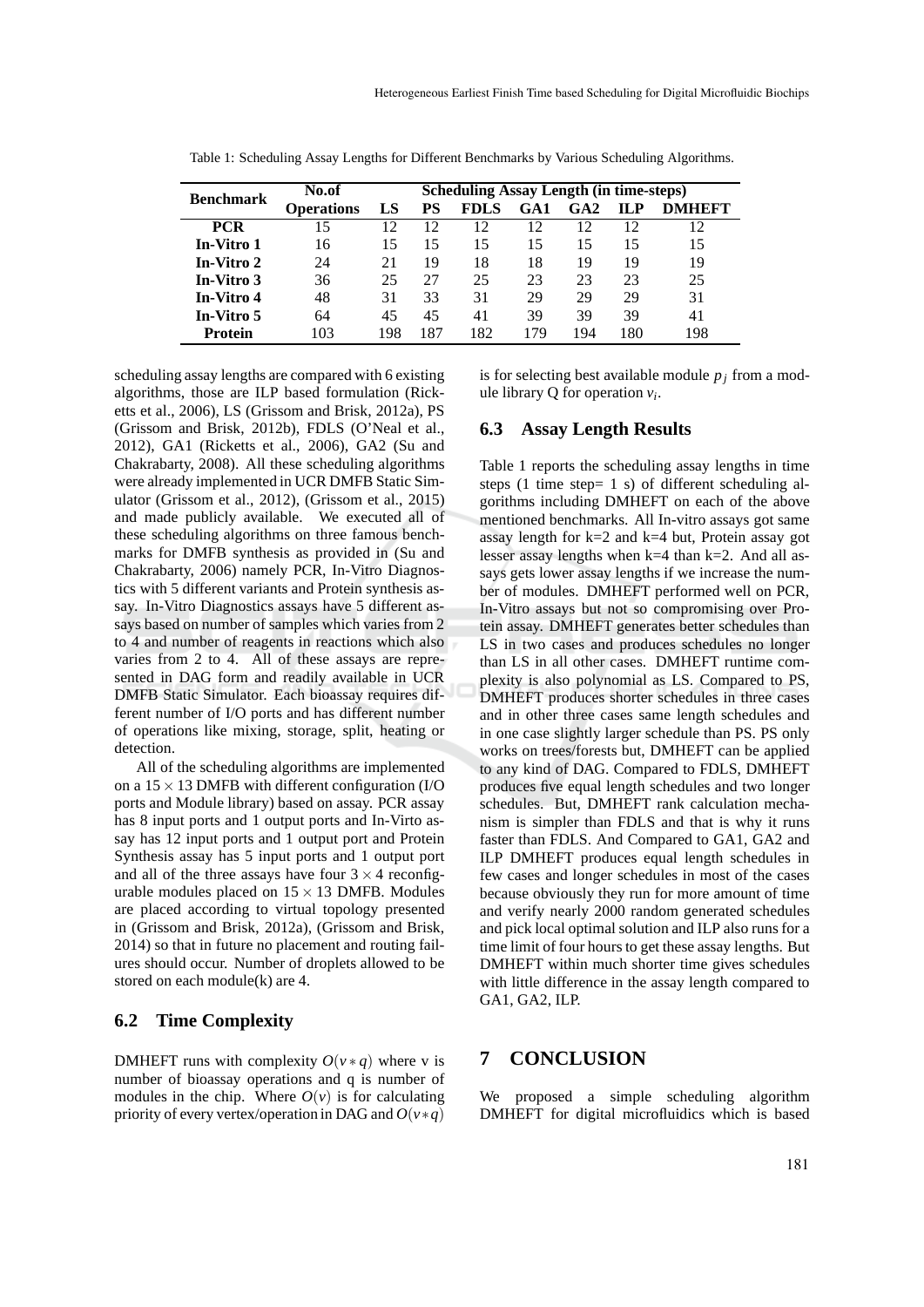Table 1: Scheduling Assay Lengths for Different Benchmarks by Various Scheduling Algorithms.

| Benchmark | No.of Operations | Scheduling Assay Length (in time-steps) | | | | | | |
|---|---|---|---|---|---|---|---|---|
| | | LS | PS | FDLS | GA1 | GA2 | ILP | DMHEFT |
| **PCR** | 15 | 12 | 12 | 12 | 12 | 12 | 12 | 12 |
| **In-Vitro 1** | 16 | 15 | 15 | 15 | 15 | 15 | 15 | 15 |
| **In-Vitro 2** | 24 | 21 | 19 | 18 | 18 | 19 | 19 | 19 |
| **In-Vitro 3** | 36 | 25 | 27 | 25 | 23 | 23 | 23 | 25 |
| **In-Vitro 4** | 48 | 31 | 33 | 31 | 29 | 29 | 29 | 31 |
| **In-Vitro 5** | 64 | 45 | 45 | 41 | 39 | 39 | 39 | 41 |
| **Protein** | 103 | 198 | 187 | 182 | 179 | 194 | 180 | 198 |

scheduling assay lengths are compared with 6 existing algorithms, those are ILP based formulation (Ricketts et al., 2006), LS (Grissom and Brisk, 2012a), PS (Grissom and Brisk, 2012b), FDLS (O'Neal et al., 2012), GA1 (Ricketts et al., 2006), GA2 (Su and Chakrabarty, 2008). All these scheduling algorithms were already implemented in UCR DMFB Static Simulator (Grissom et al., 2012), (Grissom et al., 2015) and made publicly available. We executed all of these scheduling algorithms on three famous benchmarks for DMFB synthesis as provided in (Su and Chakrabarty, 2006) namely PCR, In-Vitro Diagnostics with 5 different variants and Protein synthesis assay. In-Vitro Diagnostics assays have 5 different assays based on number of samples which varies from 2 to 4 and number of reagents in reactions which also varies from 2 to 4. All of these assays are represented in DAG form and readily available in UCR DMFB Static Simulator. Each bioassay requires different number of I/O ports and has different number of operations like mixing, storage, split, heating or detection.

All of the scheduling algorithms are implemented on a $15 \times 13$ DMFB with different configuration (I/O ports and Module library) based on assay. PCR assay has 8 input ports and 1 output ports and In-Virto assay has 12 input ports and 1 output port and Protein Synthesis assay has 5 input ports and 1 output port and all of the three assays have four $3 \times 4$ reconfigurable modules placed on $15 \times 13$ DMFB. Modules are placed according to virtual topology presented in (Grissom and Brisk, 2012a), (Grissom and Brisk, 2014) so that in future no placement and routing failures should occur. Number of droplets allowed to be stored on each module(k) are 4.

## 6.2 Time Complexity

DMHEFT runs with complexity $O(v * q)$ where v is number of bioassay operations and q is number of modules in the chip. Where $O(v)$ is for calculating priority of every vertex/operation in DAG and $O(v*q)$ is for selecting best available module $p_j$ from a module library Q for operation $v_i$.

## 6.3 Assay Length Results

Table 1 reports the scheduling assay lengths in time steps (1 time step= 1 s) of different scheduling algorithms including DMHEFT on each of the above mentioned benchmarks. All In-vitro assays got same assay length for k=2 and k=4 but, Protein assay got lesser assay lengths when k=4 than k=2. And all assays gets lower assay lengths if we increase the number of modules. DMHEFT performed well on PCR, In-Vitro assays but not so compromising over Protein assay. DMHEFT generates better schedules than LS in two cases and produces schedules no longer than LS in all other cases. DMHEFT runtime complexity is also polynomial as LS. Compared to PS, DMHEFT produces shorter schedules in three cases and in other three cases same length schedules and in one case slightly larger schedule than PS. PS only works on trees/forests but, DMHEFT can be applied to any kind of DAG. Compared to FDLS, DMHEFT produces five equal length schedules and two longer schedules. But, DMHEFT rank calculation mechanism is simpler than FDLS and that is why it runs faster than FDLS. And Compared to GA1, GA2 and ILP DMHEFT produces equal length schedules in few cases and longer schedules in most of the cases because obviously they run for more amount of time and verify nearly 2000 random generated schedules and pick local optimal solution and ILP also runs for a time limit of four hours to get these assay lengths. But DMHEFT within much shorter time gives schedules with little difference in the assay length compared to GA1, GA2, ILP.

# 7 CONCLUSION

We proposed a simple scheduling algorithm DMHEFT for digital microfluidics which is based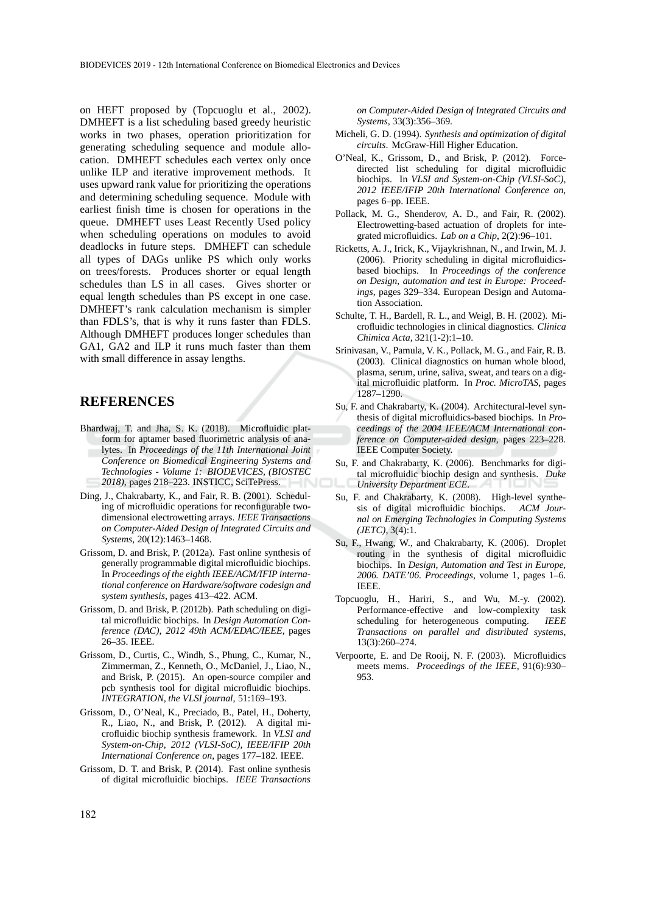on HEFT proposed by (Topcuoglu et al., 2002). DMHEFT is a list scheduling based greedy heuristic works in two phases, operation prioritization for generating scheduling sequence and module allocation. DMHEFT schedules each vertex only once unlike ILP and iterative improvement methods. It uses upward rank value for prioritizing the operations and determining scheduling sequence. Module with earliest finish time is chosen for operations in the queue. DMHEFT uses Least Recently Used policy when scheduling operations on modules to avoid deadlocks in future steps. DMHEFT can schedule all types of DAGs unlike PS which only works on trees/forests. Produces shorter or equal length schedules than LS in all cases. Gives shorter or equal length schedules than PS except in one case. DMHEFT's rank calculation mechanism is simpler than FDLS's, that is why it runs faster than FDLS. Although DMHEFT produces longer schedules than GA1, GA2 and ILP it runs much faster than them with small difference in assay lengths.

## REFERENCES

Bhardwaj, T. and Jha, S. K. (2018). Microfluidic platform for aptamer based fluorimetric analysis of analytes. In *Proceedings of the 11th International Joint Conference on Biomedical Engineering Systems and Technologies - Volume 1: BIODEVICES, (BIOSTEC 2018)*, pages 218–223. INSTICC, SciTePress.

Ding, J., Chakrabarty, K., and Fair, R. B. (2001). Scheduling of microfluidic operations for reconfigurable two-dimensional electrowetting arrays. *IEEE Transactions on Computer-Aided Design of Integrated Circuits and Systems*, 20(12):1463–1468.

Grissom, D. and Brisk, P. (2012a). Fast online synthesis of generally programmable digital microfluidic biochips. In *Proceedings of the eighth IEEE/ACM/IFIP international conference on Hardware/software codesign and system synthesis*, pages 413–422. ACM.

Grissom, D. and Brisk, P. (2012b). Path scheduling on digital microfluidic biochips. In *Design Automation Conference (DAC), 2012 49th ACM/EDAC/IEEE*, pages 26–35. IEEE.

Grissom, D., Curtis, C., Windh, S., Phung, C., Kumar, N., Zimmerman, Z., Kenneth, O., McDaniel, J., Liao, N., and Brisk, P. (2015). An open-source compiler and pcb synthesis tool for digital microfluidic biochips. *INTEGRATION, the VLSI journal*, 51:169–193.

Grissom, D., O'Neal, K., Preciado, B., Patel, H., Doherty, R., Liao, N., and Brisk, P. (2012). A digital microfluidic biochip synthesis framework. In *VLSI and System-on-Chip, 2012 (VLSI-SoC), IEEE/IFIP 20th International Conference on*, pages 177–182. IEEE.

Grissom, D. T. and Brisk, P. (2014). Fast online synthesis of digital microfluidic biochips. *IEEE Transactions on Computer-Aided Design of Integrated Circuits and Systems*, 33(3):356–369.

Micheli, G. D. (1994). *Synthesis and optimization of digital circuits*. McGraw-Hill Higher Education.

O'Neal, K., Grissom, D., and Brisk, P. (2012). Force-directed list scheduling for digital microfluidic biochips. In *VLSI and System-on-Chip (VLSI-SoC), 2012 IEEE/IFIP 20th International Conference on*, pages 6–pp. IEEE.

Pollack, M. G., Shenderov, A. D., and Fair, R. (2002). Electrowetting-based actuation of droplets for integrated microfluidics. *Lab on a Chip*, 2(2):96–101.

Ricketts, A. J., Irick, K., Vijaykrishnan, N., and Irwin, M. J. (2006). Priority scheduling in digital microfluidics-based biochips. In *Proceedings of the conference on Design, automation and test in Europe: Proceedings*, pages 329–334. European Design and Automation Association.

Schulte, T. H., Bardell, R. L., and Weigl, B. H. (2002). Microfluidic technologies in clinical diagnostics. *Clinica Chimica Acta*, 321(1-2):1–10.

Srinivasan, V., Pamula, V. K., Pollack, M. G., and Fair, R. B. (2003). Clinical diagnostics on human whole blood, plasma, serum, urine, saliva, sweat, and tears on a digital microfluidic platform. In *Proc. MicroTAS*, pages 1287–1290.

Su, F. and Chakrabarty, K. (2004). Architectural-level synthesis of digital microfluidics-based biochips. In *Proceedings of the 2004 IEEE/ACM International conference on Computer-aided design*, pages 223–228. IEEE Computer Society.

Su, F. and Chakrabarty, K. (2006). Benchmarks for digital microfluidic biochip design and synthesis. *Duke University Department ECE*.

Su, F. and Chakrabarty, K. (2008). High-level synthesis of digital microfluidic biochips. *ACM Journal on Emerging Technologies in Computing Systems (JETC)*, 3(4):1.

Su, F., Hwang, W., and Chakrabarty, K. (2006). Droplet routing in the synthesis of digital microfluidic biochips. In *Design, Automation and Test in Europe, 2006. DATE'06. Proceedings*, volume 1, pages 1–6. IEEE.

Topcuoglu, H., Hariri, S., and Wu, M.-y. (2002). Performance-effective and low-complexity task scheduling for heterogeneous computing. *IEEE Transactions on parallel and distributed systems*, 13(3):260–274.

Verpoorte, E. and De Rooij, N. F. (2003). Microfluidics meets mems. *Proceedings of the IEEE*, 91(6):930–953.